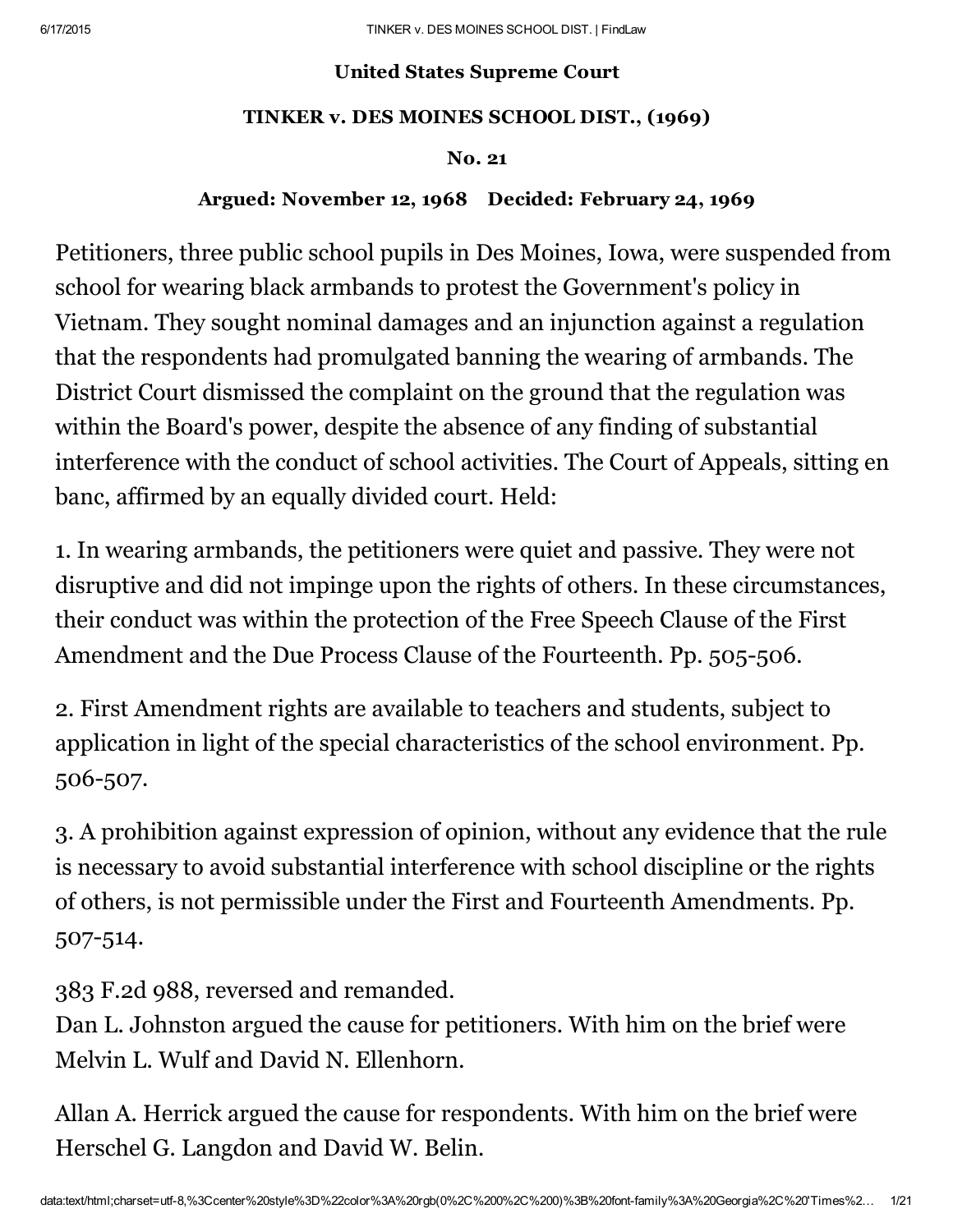**United States Supreme Court**

**TINKER v. DES MOINES SCHOOL DIST., (1969)**

**No. 21**

**Argued: November 12, 1968 Decided: February 24, 1969**

Petitioners, three public school pupils in Des Moines, Iowa, were suspended from school for wearing black armbands to protest the Government's policy in Vietnam. They sought nominal damages and an injunction against a regulation that the respondents had promulgated banning the wearing of armbands. The District Court dismissed the complaint on the ground that the regulation was within the Board's power, despite the absence of any finding of substantial interference with the conduct of school activities. The Court of Appeals, sitting en banc, affirmed by an equally divided court. Held:

1. In wearing armbands, the petitioners were quiet and passive. They were not disruptive and did not impinge upon the rights of others. In these circumstances, their conduct was within the protection of the Free Speech Clause of the First Amendment and the Due Process Clause of the Fourteenth. Pp. 505-506.

2. First Amendment rights are available to teachers and students, subject to application in light of the special characteristics of the school environment. Pp. 506-507.

3. A prohibition against expression of opinion, without any evidence that the rule is necessary to avoid substantial interference with school discipline or the rights of others, is not permissible under the First and Fourteenth Amendments. Pp. 507-514.

383 F.2d 988, reversed and remanded.
Dan L. Johnston argued the cause for petitioners. With him on the brief were Melvin L. Wulf and David N. Ellenhorn.

Allan A. Herrick argued the cause for respondents. With him on the brief were Herschel G. Langdon and David W. Belin.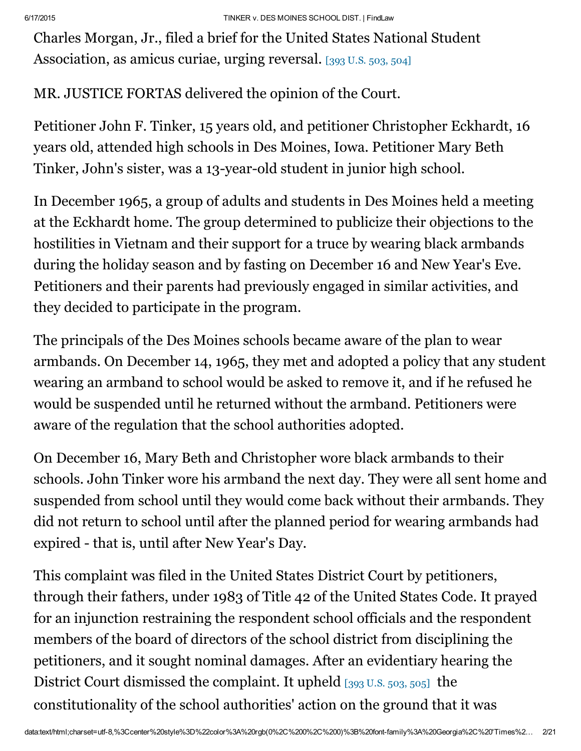Charles Morgan, Jr., filed a brief for the United States National Student Association, as amicus curiae, urging reversal. [393 U.S. 503, 504]

MR. JUSTICE FORTAS delivered the opinion of the Court.

Petitioner John F. Tinker, 15 years old, and petitioner Christopher Eckhardt, 16 years old, attended high schools in Des Moines, Iowa. Petitioner Mary Beth Tinker, John's sister, was a 13-year-old student in junior high school.

In December 1965, a group of adults and students in Des Moines held a meeting at the Eckhardt home. The group determined to publicize their objections to the hostilities in Vietnam and their support for a truce by wearing black armbands during the holiday season and by fasting on December 16 and New Year's Eve. Petitioners and their parents had previously engaged in similar activities, and they decided to participate in the program.

The principals of the Des Moines schools became aware of the plan to wear armbands. On December 14, 1965, they met and adopted a policy that any student wearing an armband to school would be asked to remove it, and if he refused he would be suspended until he returned without the armband. Petitioners were aware of the regulation that the school authorities adopted.

On December 16, Mary Beth and Christopher wore black armbands to their schools. John Tinker wore his armband the next day. They were all sent home and suspended from school until they would come back without their armbands. They did not return to school until after the planned period for wearing armbands had expired - that is, until after New Year's Day.

This complaint was filed in the United States District Court by petitioners, through their fathers, under 1983 of Title 42 of the United States Code. It prayed for an injunction restraining the respondent school officials and the respondent members of the board of directors of the school district from disciplining the petitioners, and it sought nominal damages. After an evidentiary hearing the District Court dismissed the complaint. It upheld [393 U.S. 503, 505] the constitutionality of the school authorities' action on the ground that it was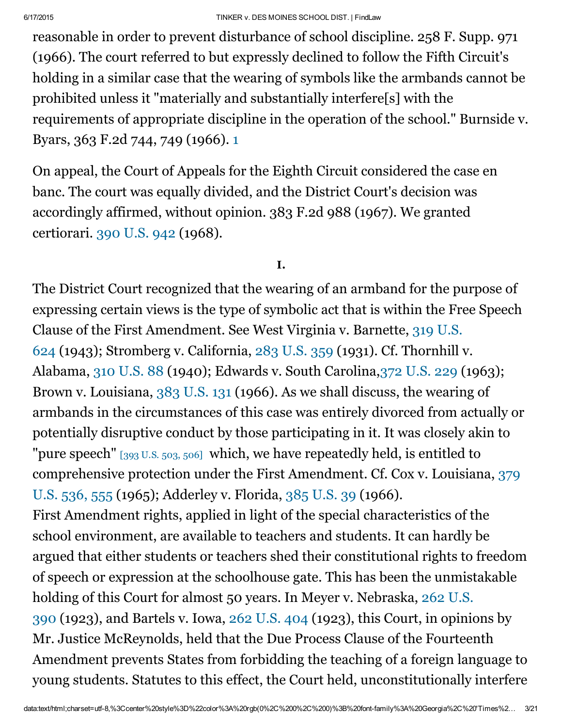reasonable in order to prevent disturbance of school discipline. 258 F. Supp. 971 (1966). The court referred to but expressly declined to follow the Fifth Circuit's holding in a similar case that the wearing of symbols like the armbands cannot be prohibited unless it "materially and substantially interfere[s] with the requirements of appropriate discipline in the operation of the school." Burnside v. Byars, 363 F.2d 744, 749 (1966). 1

On appeal, the Court of Appeals for the Eighth Circuit considered the case en banc. The court was equally divided, and the District Court's decision was accordingly affirmed, without opinion. 383 F.2d 988 (1967). We granted certiorari. 390 U.S. 942 (1968).

**I.**

The District Court recognized that the wearing of an armband for the purpose of expressing certain views is the type of symbolic act that is within the Free Speech Clause of the First Amendment. See West Virginia v. Barnette, 319 U.S. 624 (1943); Stromberg v. California, 283 U.S. 359 (1931). Cf. Thornhill v. Alabama, 310 U.S. 88 (1940); Edwards v. South Carolina, 372 U.S. 229 (1963); Brown v. Louisiana, 383 U.S. 131 (1966). As we shall discuss, the wearing of armbands in the circumstances of this case was entirely divorced from actually or potentially disruptive conduct by those participating in it. It was closely akin to "pure speech" [393 U.S. 503, 506] which, we have repeatedly held, is entitled to comprehensive protection under the First Amendment. Cf. Cox v. Louisiana, 379 U.S. 536, 555 (1965); Adderley v. Florida, 385 U.S. 39 (1966).

First Amendment rights, applied in light of the special characteristics of the school environment, are available to teachers and students. It can hardly be argued that either students or teachers shed their constitutional rights to freedom of speech or expression at the schoolhouse gate. This has been the unmistakable holding of this Court for almost 50 years. In Meyer v. Nebraska, 262 U.S. 390 (1923), and Bartels v. Iowa, 262 U.S. 404 (1923), this Court, in opinions by Mr. Justice McReynolds, held that the Due Process Clause of the Fourteenth Amendment prevents States from forbidding the teaching of a foreign language to young students. Statutes to this effect, the Court held, unconstitutionally interfere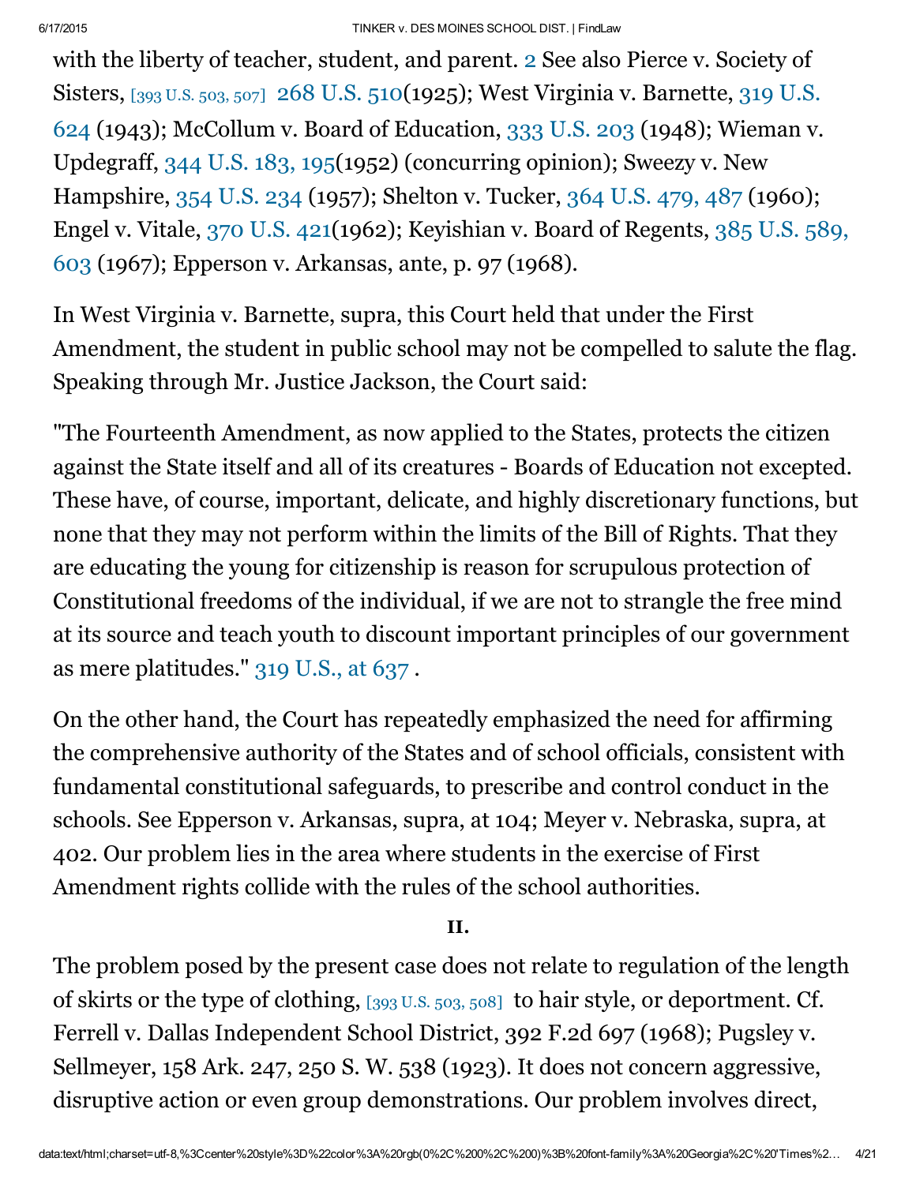with the liberty of teacher, student, and parent. 2 See also Pierce v. Society of Sisters, [393 U.S. 503, 507] 268 U.S. 510(1925); West Virginia v. Barnette, 319 U.S. 624 (1943); McCollum v. Board of Education, 333 U.S. 203 (1948); Wieman v. Updegraff, 344 U.S. 183, 195(1952) (concurring opinion); Sweezy v. New Hampshire, 354 U.S. 234 (1957); Shelton v. Tucker, 364 U.S. 479, 487 (1960); Engel v. Vitale, 370 U.S. 421(1962); Keyishian v. Board of Regents, 385 U.S. 589, 603 (1967); Epperson v. Arkansas, ante, p. 97 (1968).

In West Virginia v. Barnette, supra, this Court held that under the First Amendment, the student in public school may not be compelled to salute the flag. Speaking through Mr. Justice Jackson, the Court said:

"The Fourteenth Amendment, as now applied to the States, protects the citizen against the State itself and all of its creatures - Boards of Education not excepted. These have, of course, important, delicate, and highly discretionary functions, but none that they may not perform within the limits of the Bill of Rights. That they are educating the young for citizenship is reason for scrupulous protection of Constitutional freedoms of the individual, if we are not to strangle the free mind at its source and teach youth to discount important principles of our government as mere platitudes." 319 U.S., at 637 .

On the other hand, the Court has repeatedly emphasized the need for affirming the comprehensive authority of the States and of school officials, consistent with fundamental constitutional safeguards, to prescribe and control conduct in the schools. See Epperson v. Arkansas, supra, at 104; Meyer v. Nebraska, supra, at 402. Our problem lies in the area where students in the exercise of First Amendment rights collide with the rules of the school authorities.

**II.**

The problem posed by the present case does not relate to regulation of the length of skirts or the type of clothing, [393 U.S. 503, 508] to hair style, or deportment. Cf. Ferrell v. Dallas Independent School District, 392 F.2d 697 (1968); Pugsley v. Sellmeyer, 158 Ark. 247, 250 S. W. 538 (1923). It does not concern aggressive, disruptive action or even group demonstrations. Our problem involves direct,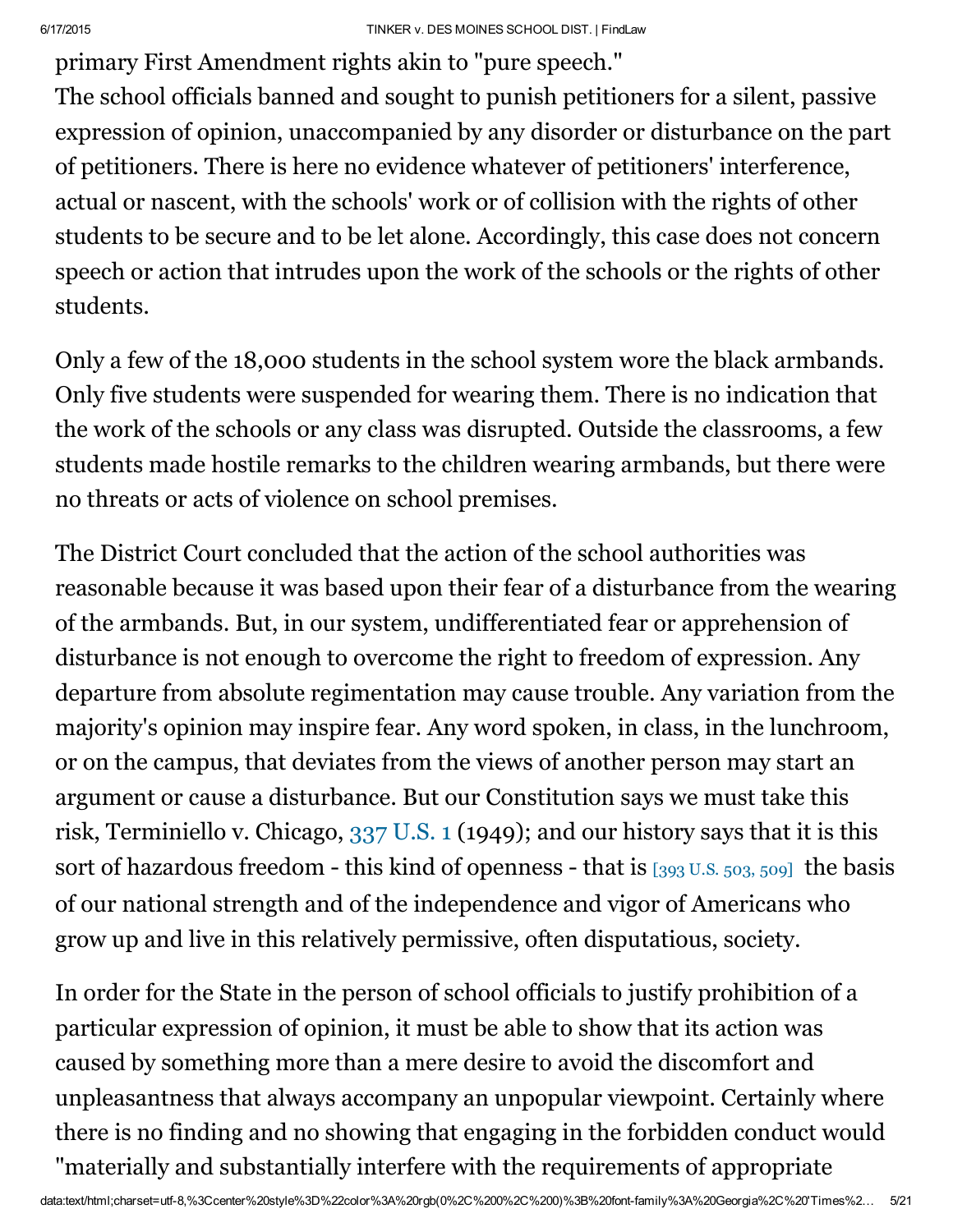primary First Amendment rights akin to "pure speech."

The school officials banned and sought to punish petitioners for a silent, passive expression of opinion, unaccompanied by any disorder or disturbance on the part of petitioners. There is here no evidence whatever of petitioners' interference, actual or nascent, with the schools' work or of collision with the rights of other students to be secure and to be let alone. Accordingly, this case does not concern speech or action that intrudes upon the work of the schools or the rights of other students.

Only a few of the 18,000 students in the school system wore the black armbands. Only five students were suspended for wearing them. There is no indication that the work of the schools or any class was disrupted. Outside the classrooms, a few students made hostile remarks to the children wearing armbands, but there were no threats or acts of violence on school premises.

The District Court concluded that the action of the school authorities was reasonable because it was based upon their fear of a disturbance from the wearing of the armbands. But, in our system, undifferentiated fear or apprehension of disturbance is not enough to overcome the right to freedom of expression. Any departure from absolute regimentation may cause trouble. Any variation from the majority's opinion may inspire fear. Any word spoken, in class, in the lunchroom, or on the campus, that deviates from the views of another person may start an argument or cause a disturbance. But our Constitution says we must take this risk, Terminiello v. Chicago, 337 U.S. 1 (1949); and our history says that it is this sort of hazardous freedom - this kind of openness - that is [393 U.S. 503, 509] the basis of our national strength and of the independence and vigor of Americans who grow up and live in this relatively permissive, often disputatious, society.

In order for the State in the person of school officials to justify prohibition of a particular expression of opinion, it must be able to show that its action was caused by something more than a mere desire to avoid the discomfort and unpleasantness that always accompany an unpopular viewpoint. Certainly where there is no finding and no showing that engaging in the forbidden conduct would "materially and substantially interfere with the requirements of appropriate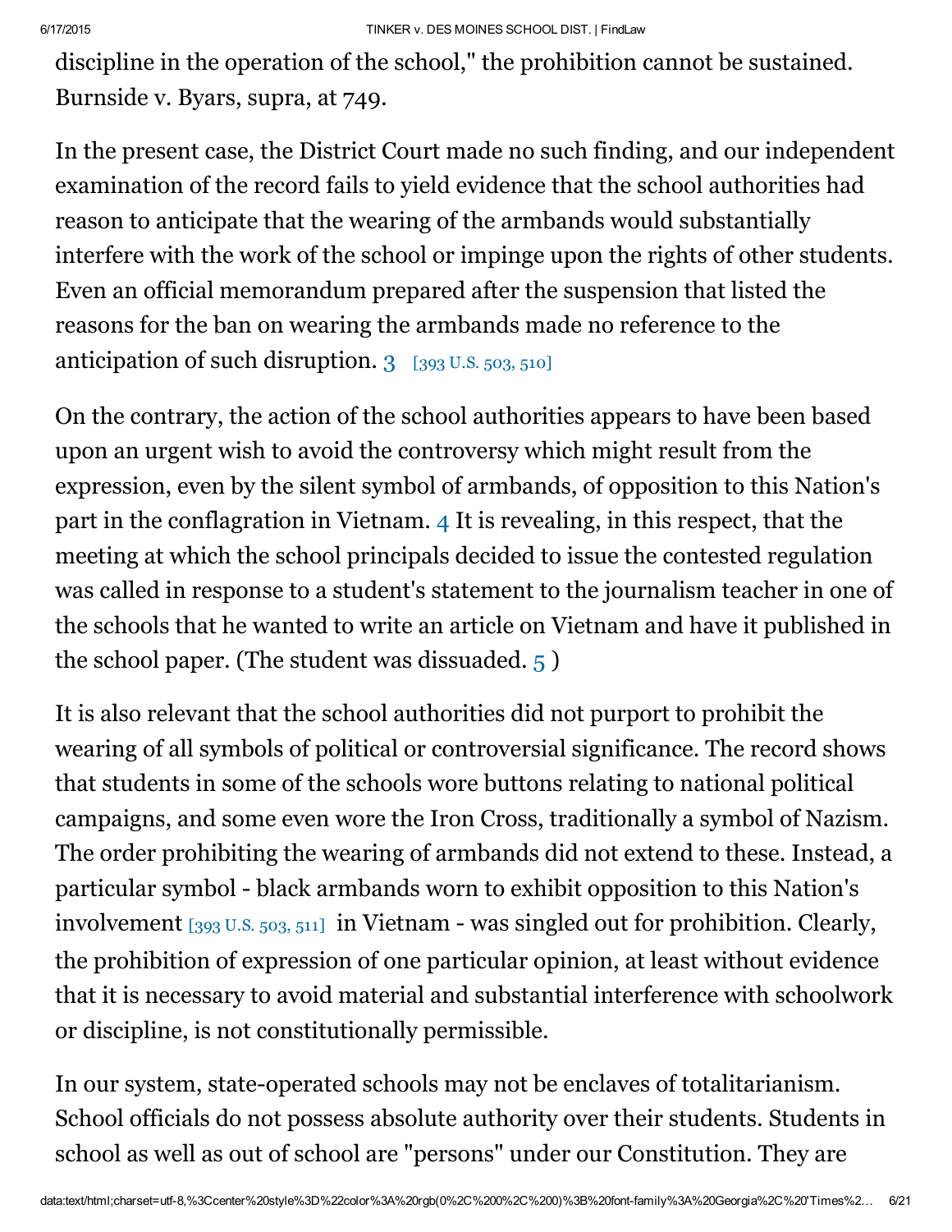discipline in the operation of the school," the prohibition cannot be sustained. Burnside v. Byars, supra, at 749.

In the present case, the District Court made no such finding, and our independent examination of the record fails to yield evidence that the school authorities had reason to anticipate that the wearing of the armbands would substantially interfere with the work of the school or impinge upon the rights of other students. Even an official memorandum prepared after the suspension that listed the reasons for the ban on wearing the armbands made no reference to the anticipation of such disruption. 3 [393 U.S. 503, 510]

On the contrary, the action of the school authorities appears to have been based upon an urgent wish to avoid the controversy which might result from the expression, even by the silent symbol of armbands, of opposition to this Nation's part in the conflagration in Vietnam. 4 It is revealing, in this respect, that the meeting at which the school principals decided to issue the contested regulation was called in response to a student's statement to the journalism teacher in one of the schools that he wanted to write an article on Vietnam and have it published in the school paper. (The student was dissuaded. 5 )

It is also relevant that the school authorities did not purport to prohibit the wearing of all symbols of political or controversial significance. The record shows that students in some of the schools wore buttons relating to national political campaigns, and some even wore the Iron Cross, traditionally a symbol of Nazism. The order prohibiting the wearing of armbands did not extend to these. Instead, a particular symbol - black armbands worn to exhibit opposition to this Nation's involvement [393 U.S. 503, 511] in Vietnam - was singled out for prohibition. Clearly, the prohibition of expression of one particular opinion, at least without evidence that it is necessary to avoid material and substantial interference with schoolwork or discipline, is not constitutionally permissible.

In our system, state-operated schools may not be enclaves of totalitarianism. School officials do not possess absolute authority over their students. Students in school as well as out of school are "persons" under our Constitution. They are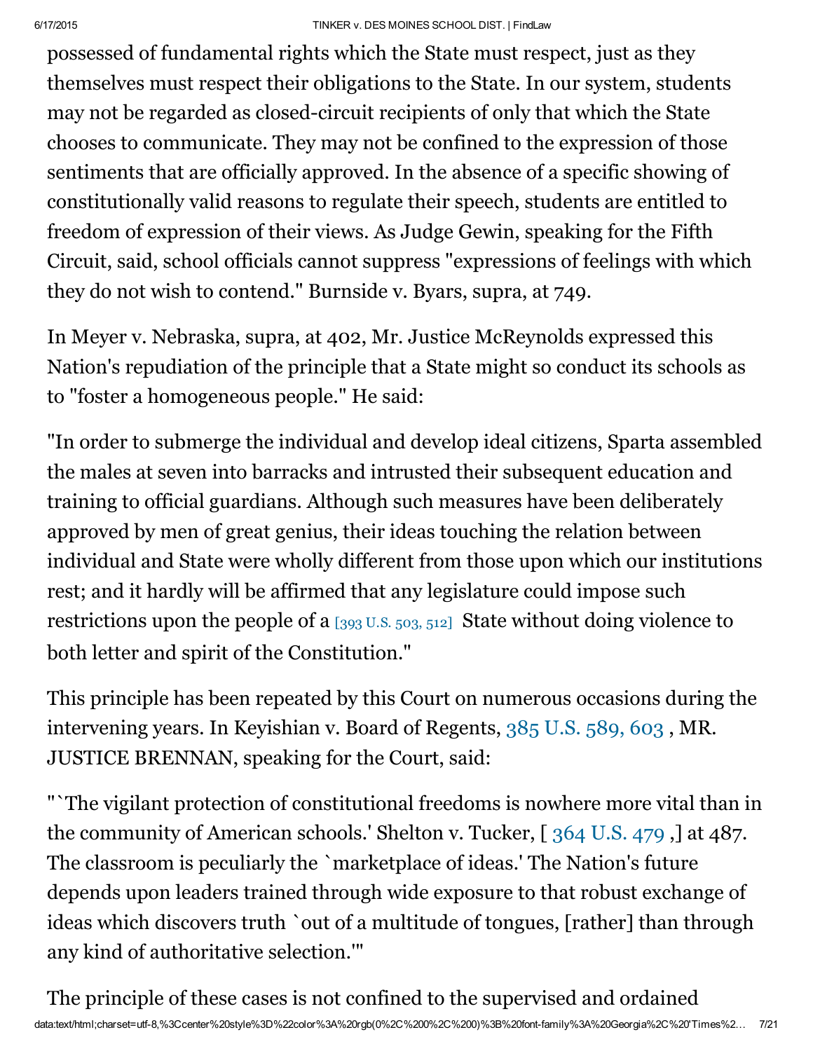possessed of fundamental rights which the State must respect, just as they themselves must respect their obligations to the State. In our system, students may not be regarded as closed-circuit recipients of only that which the State chooses to communicate. They may not be confined to the expression of those sentiments that are officially approved. In the absence of a specific showing of constitutionally valid reasons to regulate their speech, students are entitled to freedom of expression of their views. As Judge Gewin, speaking for the Fifth Circuit, said, school officials cannot suppress "expressions of feelings with which they do not wish to contend." Burnside v. Byars, supra, at 749.

In Meyer v. Nebraska, supra, at 402, Mr. Justice McReynolds expressed this Nation's repudiation of the principle that a State might so conduct its schools as to "foster a homogeneous people." He said:

"In order to submerge the individual and develop ideal citizens, Sparta assembled the males at seven into barracks and intrusted their subsequent education and training to official guardians. Although such measures have been deliberately approved by men of great genius, their ideas touching the relation between individual and State were wholly different from those upon which our institutions rest; and it hardly will be affirmed that any legislature could impose such restrictions upon the people of a [393 U.S. 503, 512] State without doing violence to both letter and spirit of the Constitution."

This principle has been repeated by this Court on numerous occasions during the intervening years. In Keyishian v. Board of Regents, 385 U.S. 589, 603 , MR. JUSTICE BRENNAN, speaking for the Court, said:

"`The vigilant protection of constitutional freedoms is nowhere more vital than in the community of American schools.' Shelton v. Tucker, [ 364 U.S. 479 ,] at 487. The classroom is peculiarly the `marketplace of ideas.' The Nation's future depends upon leaders trained through wide exposure to that robust exchange of ideas which discovers truth `out of a multitude of tongues, [rather] than through any kind of authoritative selection.'"

The principle of these cases is not confined to the supervised and ordained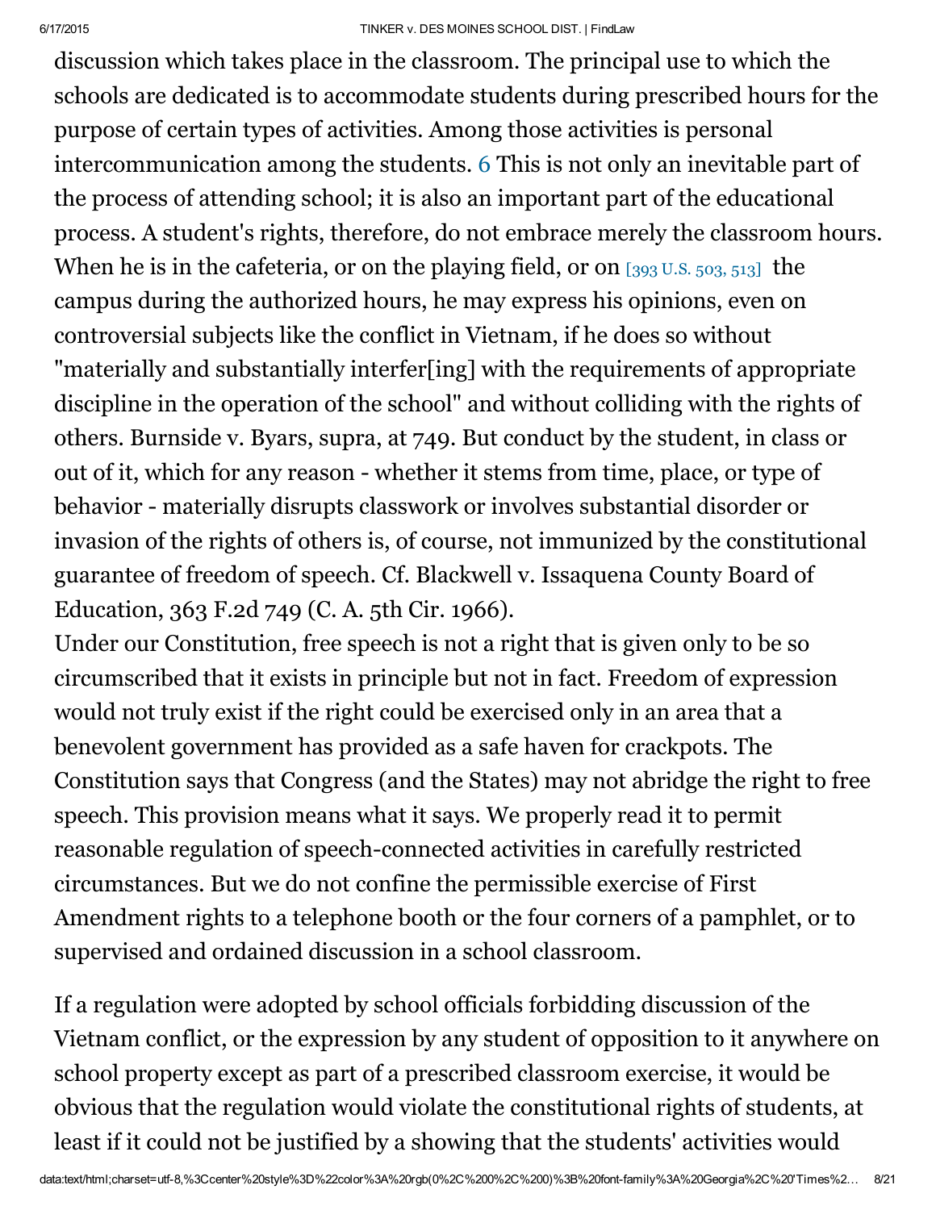discussion which takes place in the classroom. The principal use to which the schools are dedicated is to accommodate students during prescribed hours for the purpose of certain types of activities. Among those activities is personal intercommunication among the students. 6 This is not only an inevitable part of the process of attending school; it is also an important part of the educational process. A student's rights, therefore, do not embrace merely the classroom hours. When he is in the cafeteria, or on the playing field, or on [393 U.S. 503, 513] the campus during the authorized hours, he may express his opinions, even on controversial subjects like the conflict in Vietnam, if he does so without "materially and substantially interfer[ing] with the requirements of appropriate discipline in the operation of the school" and without colliding with the rights of others. Burnside v. Byars, supra, at 749. But conduct by the student, in class or out of it, which for any reason - whether it stems from time, place, or type of behavior - materially disrupts classwork or involves substantial disorder or invasion of the rights of others is, of course, not immunized by the constitutional guarantee of freedom of speech. Cf. Blackwell v. Issaquena County Board of Education, 363 F.2d 749 (C. A. 5th Cir. 1966).

Under our Constitution, free speech is not a right that is given only to be so circumscribed that it exists in principle but not in fact. Freedom of expression would not truly exist if the right could be exercised only in an area that a benevolent government has provided as a safe haven for crackpots. The Constitution says that Congress (and the States) may not abridge the right to free speech. This provision means what it says. We properly read it to permit reasonable regulation of speech-connected activities in carefully restricted circumstances. But we do not confine the permissible exercise of First Amendment rights to a telephone booth or the four corners of a pamphlet, or to supervised and ordained discussion in a school classroom.

If a regulation were adopted by school officials forbidding discussion of the Vietnam conflict, or the expression by any student of opposition to it anywhere on school property except as part of a prescribed classroom exercise, it would be obvious that the regulation would violate the constitutional rights of students, at least if it could not be justified by a showing that the students' activities would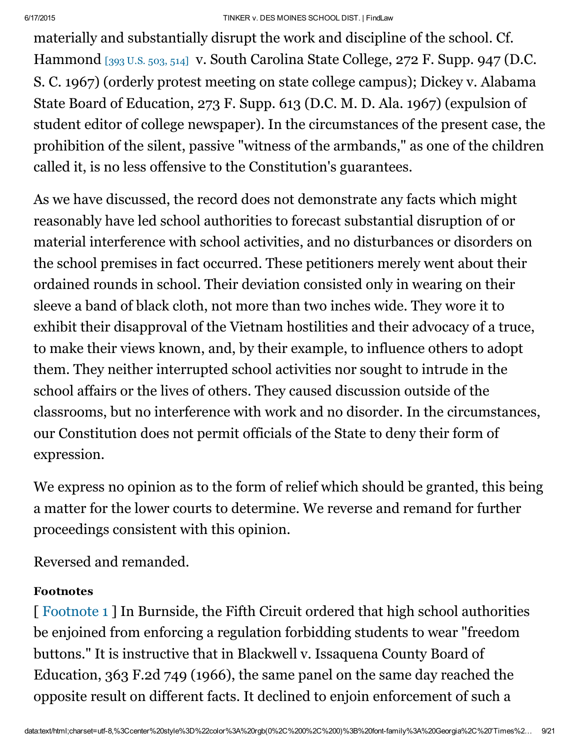materially and substantially disrupt the work and discipline of the school. Cf. Hammond [393 U.S. 503, 514] v. South Carolina State College, 272 F. Supp. 947 (D.C. S. C. 1967) (orderly protest meeting on state college campus); Dickey v. Alabama State Board of Education, 273 F. Supp. 613 (D.C. M. D. Ala. 1967) (expulsion of student editor of college newspaper). In the circumstances of the present case, the prohibition of the silent, passive "witness of the armbands," as one of the children called it, is no less offensive to the Constitution's guarantees.

As we have discussed, the record does not demonstrate any facts which might reasonably have led school authorities to forecast substantial disruption of or material interference with school activities, and no disturbances or disorders on the school premises in fact occurred. These petitioners merely went about their ordained rounds in school. Their deviation consisted only in wearing on their sleeve a band of black cloth, not more than two inches wide. They wore it to exhibit their disapproval of the Vietnam hostilities and their advocacy of a truce, to make their views known, and, by their example, to influence others to adopt them. They neither interrupted school activities nor sought to intrude in the school affairs or the lives of others. They caused discussion outside of the classrooms, but no interference with work and no disorder. In the circumstances, our Constitution does not permit officials of the State to deny their form of expression.

We express no opinion as to the form of relief which should be granted, this being a matter for the lower courts to determine. We reverse and remand for further proceedings consistent with this opinion.

Reversed and remanded.

**Footnotes**

[ Footnote 1 ] In Burnside, the Fifth Circuit ordered that high school authorities be enjoined from enforcing a regulation forbidding students to wear "freedom buttons." It is instructive that in Blackwell v. Issaquena County Board of Education, 363 F.2d 749 (1966), the same panel on the same day reached the opposite result on different facts. It declined to enjoin enforcement of such a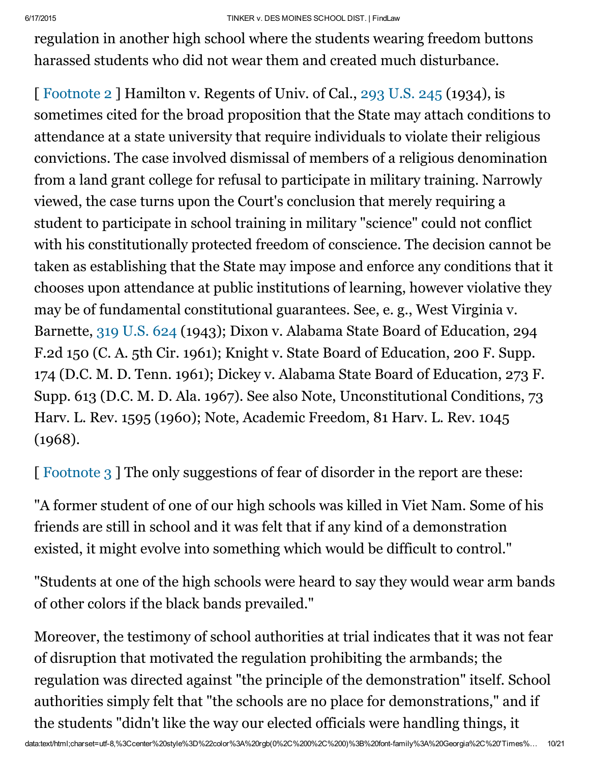regulation in another high school where the students wearing freedom buttons harassed students who did not wear them and created much disturbance.

[ Footnote 2 ] Hamilton v. Regents of Univ. of Cal., 293 U.S. 245 (1934), is sometimes cited for the broad proposition that the State may attach conditions to attendance at a state university that require individuals to violate their religious convictions. The case involved dismissal of members of a religious denomination from a land grant college for refusal to participate in military training. Narrowly viewed, the case turns upon the Court's conclusion that merely requiring a student to participate in school training in military "science" could not conflict with his constitutionally protected freedom of conscience. The decision cannot be taken as establishing that the State may impose and enforce any conditions that it chooses upon attendance at public institutions of learning, however violative they may be of fundamental constitutional guarantees. See, e. g., West Virginia v. Barnette, 319 U.S. 624 (1943); Dixon v. Alabama State Board of Education, 294 F.2d 150 (C. A. 5th Cir. 1961); Knight v. State Board of Education, 200 F. Supp. 174 (D.C. M. D. Tenn. 1961); Dickey v. Alabama State Board of Education, 273 F. Supp. 613 (D.C. M. D. Ala. 1967). See also Note, Unconstitutional Conditions, 73 Harv. L. Rev. 1595 (1960); Note, Academic Freedom, 81 Harv. L. Rev. 1045 (1968).

[ Footnote 3 ] The only suggestions of fear of disorder in the report are these:

"A former student of one of our high schools was killed in Viet Nam. Some of his friends are still in school and it was felt that if any kind of a demonstration existed, it might evolve into something which would be difficult to control."

"Students at one of the high schools were heard to say they would wear arm bands of other colors if the black bands prevailed."

Moreover, the testimony of school authorities at trial indicates that it was not fear of disruption that motivated the regulation prohibiting the armbands; the regulation was directed against "the principle of the demonstration" itself. School authorities simply felt that "the schools are no place for demonstrations," and if the students "didn't like the way our elected officials were handling things, it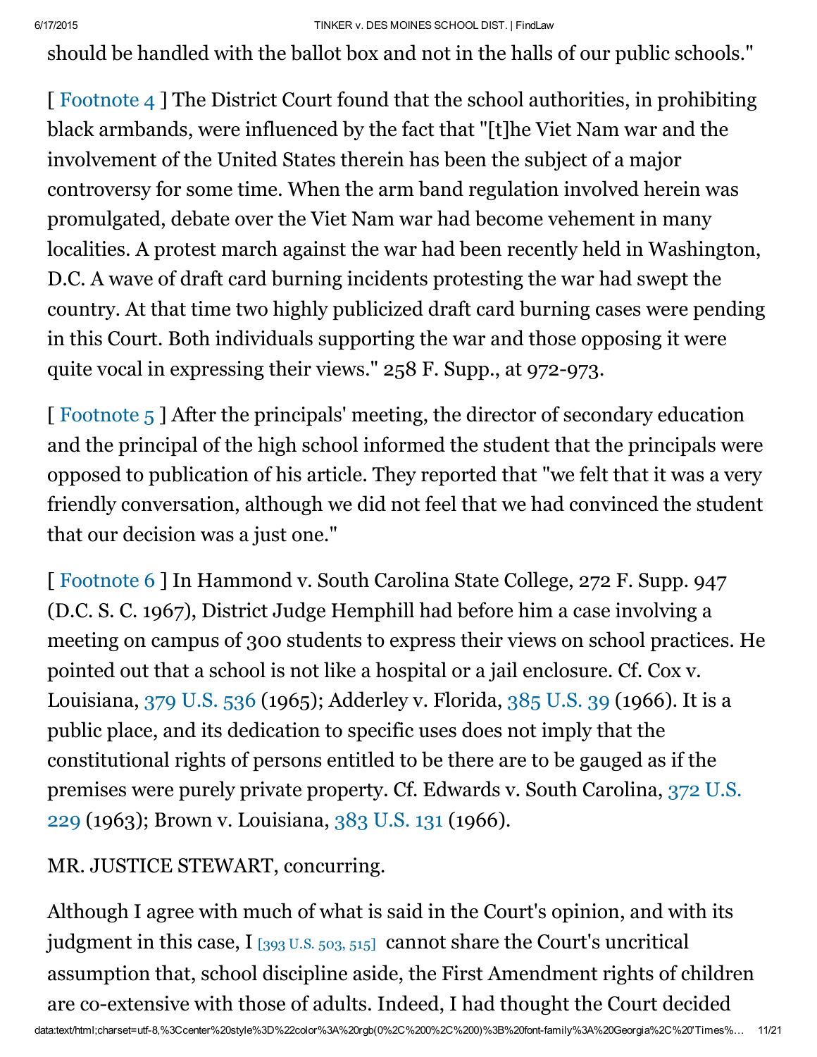should be handled with the ballot box and not in the halls of our public schools."

[ Footnote 4 ] The District Court found that the school authorities, in prohibiting black armbands, were influenced by the fact that "[t]he Viet Nam war and the involvement of the United States therein has been the subject of a major controversy for some time. When the arm band regulation involved herein was promulgated, debate over the Viet Nam war had become vehement in many localities. A protest march against the war had been recently held in Washington, D.C. A wave of draft card burning incidents protesting the war had swept the country. At that time two highly publicized draft card burning cases were pending in this Court. Both individuals supporting the war and those opposing it were quite vocal in expressing their views." 258 F. Supp., at 972-973.

[ Footnote 5 ] After the principals' meeting, the director of secondary education and the principal of the high school informed the student that the principals were opposed to publication of his article. They reported that "we felt that it was a very friendly conversation, although we did not feel that we had convinced the student that our decision was a just one."

[ Footnote 6 ] In Hammond v. South Carolina State College, 272 F. Supp. 947 (D.C. S. C. 1967), District Judge Hemphill had before him a case involving a meeting on campus of 300 students to express their views on school practices. He pointed out that a school is not like a hospital or a jail enclosure. Cf. Cox v. Louisiana, 379 U.S. 536 (1965); Adderley v. Florida, 385 U.S. 39 (1966). It is a public place, and its dedication to specific uses does not imply that the constitutional rights of persons entitled to be there are to be gauged as if the premises were purely private property. Cf. Edwards v. South Carolina, 372 U.S. 229 (1963); Brown v. Louisiana, 383 U.S. 131 (1966).

MR. JUSTICE STEWART, concurring.

Although I agree with much of what is said in the Court's opinion, and with its judgment in this case, I [393 U.S. 503, 515] cannot share the Court's uncritical assumption that, school discipline aside, the First Amendment rights of children are co-extensive with those of adults. Indeed, I had thought the Court decided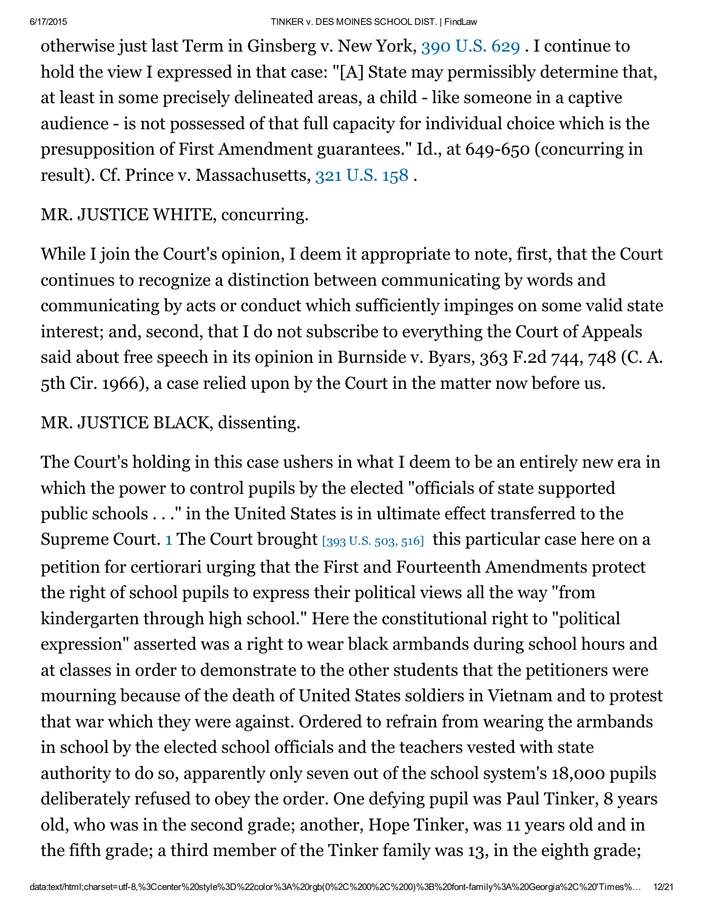otherwise just last Term in Ginsberg v. New York, 390 U.S. 629 . I continue to hold the view I expressed in that case: "[A] State may permissibly determine that, at least in some precisely delineated areas, a child - like someone in a captive audience - is not possessed of that full capacity for individual choice which is the presupposition of First Amendment guarantees." Id., at 649-650 (concurring in result). Cf. Prince v. Massachusetts, 321 U.S. 158 .

MR. JUSTICE WHITE, concurring.

While I join the Court's opinion, I deem it appropriate to note, first, that the Court continues to recognize a distinction between communicating by words and communicating by acts or conduct which sufficiently impinges on some valid state interest; and, second, that I do not subscribe to everything the Court of Appeals said about free speech in its opinion in Burnside v. Byars, 363 F.2d 744, 748 (C. A. 5th Cir. 1966), a case relied upon by the Court in the matter now before us.

MR. JUSTICE BLACK, dissenting.

The Court's holding in this case ushers in what I deem to be an entirely new era in which the power to control pupils by the elected "officials of state supported public schools . . ." in the United States is in ultimate effect transferred to the Supreme Court. [1] The Court brought [393 U.S. 503, 516] this particular case here on a petition for certiorari urging that the First and Fourteenth Amendments protect the right of school pupils to express their political views all the way "from kindergarten through high school." Here the constitutional right to "political expression" asserted was a right to wear black armbands during school hours and at classes in order to demonstrate to the other students that the petitioners were mourning because of the death of United States soldiers in Vietnam and to protest that war which they were against. Ordered to refrain from wearing the armbands in school by the elected school officials and the teachers vested with state authority to do so, apparently only seven out of the school system's 18,000 pupils deliberately refused to obey the order. One defying pupil was Paul Tinker, 8 years old, who was in the second grade; another, Hope Tinker, was 11 years old and in the fifth grade; a third member of the Tinker family was 13, in the eighth grade;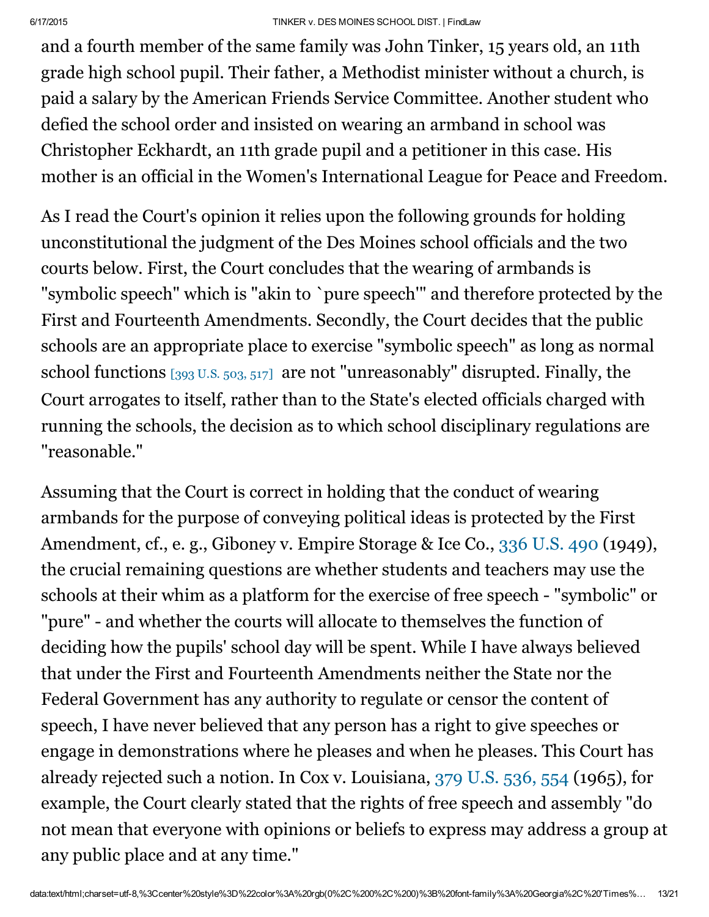and a fourth member of the same family was John Tinker, 15 years old, an 11th grade high school pupil. Their father, a Methodist minister without a church, is paid a salary by the American Friends Service Committee. Another student who defied the school order and insisted on wearing an armband in school was Christopher Eckhardt, an 11th grade pupil and a petitioner in this case. His mother is an official in the Women's International League for Peace and Freedom.

As I read the Court's opinion it relies upon the following grounds for holding unconstitutional the judgment of the Des Moines school officials and the two courts below. First, the Court concludes that the wearing of armbands is "symbolic speech" which is "akin to `pure speech'" and therefore protected by the First and Fourteenth Amendments. Secondly, the Court decides that the public schools are an appropriate place to exercise "symbolic speech" as long as normal school functions [393 U.S. 503, 517] are not "unreasonably" disrupted. Finally, the Court arrogates to itself, rather than to the State's elected officials charged with running the schools, the decision as to which school disciplinary regulations are "reasonable."

Assuming that the Court is correct in holding that the conduct of wearing armbands for the purpose of conveying political ideas is protected by the First Amendment, cf., e. g., Giboney v. Empire Storage & Ice Co., 336 U.S. 490 (1949), the crucial remaining questions are whether students and teachers may use the schools at their whim as a platform for the exercise of free speech - "symbolic" or "pure" - and whether the courts will allocate to themselves the function of deciding how the pupils' school day will be spent. While I have always believed that under the First and Fourteenth Amendments neither the State nor the Federal Government has any authority to regulate or censor the content of speech, I have never believed that any person has a right to give speeches or engage in demonstrations where he pleases and when he pleases. This Court has already rejected such a notion. In Cox v. Louisiana, 379 U.S. 536, 554 (1965), for example, the Court clearly stated that the rights of free speech and assembly "do not mean that everyone with opinions or beliefs to express may address a group at any public place and at any time."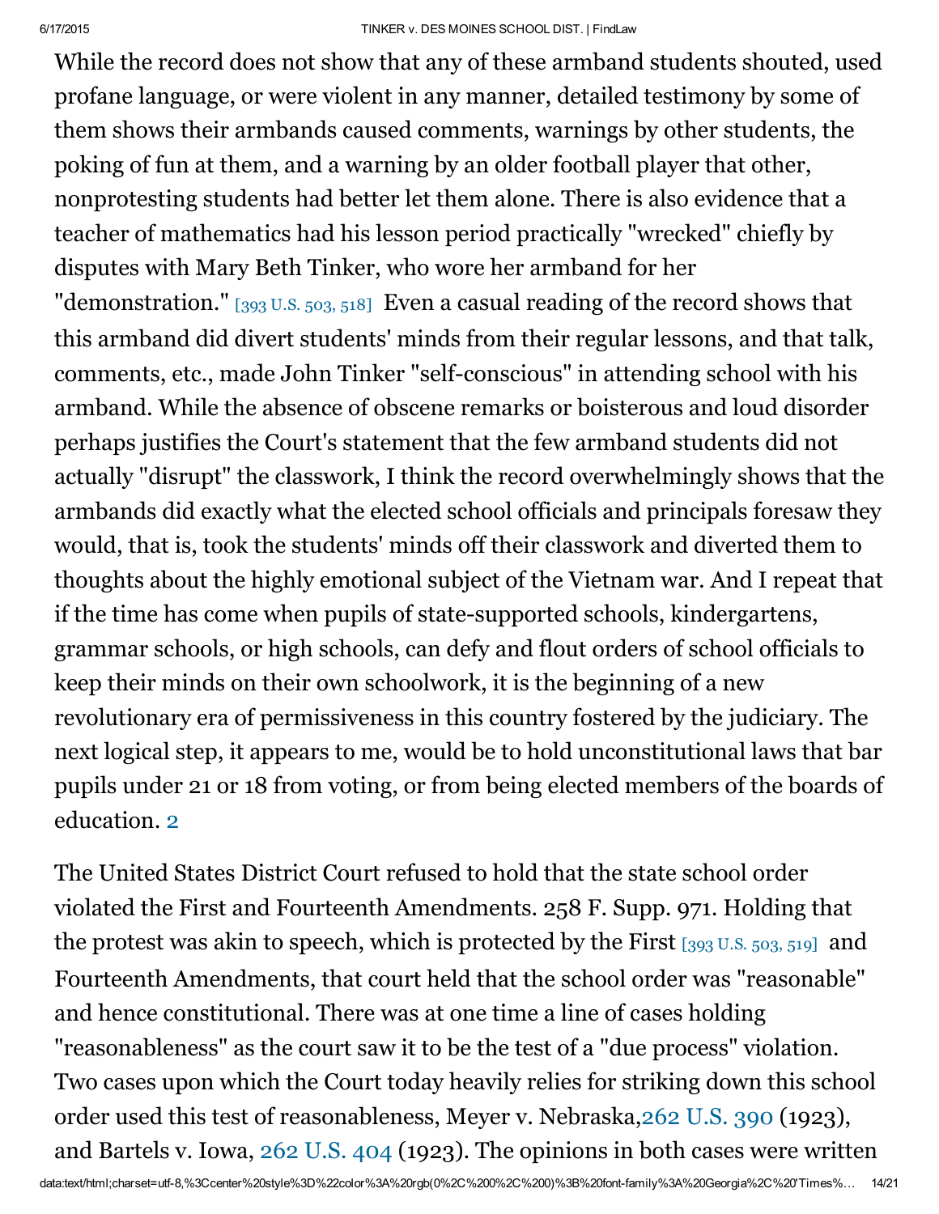While the record does not show that any of these armband students shouted, used profane language, or were violent in any manner, detailed testimony by some of them shows their armbands caused comments, warnings by other students, the poking of fun at them, and a warning by an older football player that other, nonprotesting students had better let them alone. There is also evidence that a teacher of mathematics had his lesson period practically "wrecked" chiefly by disputes with Mary Beth Tinker, who wore her armband for her "demonstration." [393 U.S. 503, 518] Even a casual reading of the record shows that this armband did divert students' minds from their regular lessons, and that talk, comments, etc., made John Tinker "self-conscious" in attending school with his armband. While the absence of obscene remarks or boisterous and loud disorder perhaps justifies the Court's statement that the few armband students did not actually "disrupt" the classwork, I think the record overwhelmingly shows that the armbands did exactly what the elected school officials and principals foresaw they would, that is, took the students' minds off their classwork and diverted them to thoughts about the highly emotional subject of the Vietnam war. And I repeat that if the time has come when pupils of state-supported schools, kindergartens, grammar schools, or high schools, can defy and flout orders of school officials to keep their minds on their own schoolwork, it is the beginning of a new revolutionary era of permissiveness in this country fostered by the judiciary. The next logical step, it appears to me, would be to hold unconstitutional laws that bar pupils under 21 or 18 from voting, or from being elected members of the boards of education. [2]

The United States District Court refused to hold that the state school order violated the First and Fourteenth Amendments. 258 F. Supp. 971. Holding that the protest was akin to speech, which is protected by the First [393 U.S. 503, 519] and Fourteenth Amendments, that court held that the school order was "reasonable" and hence constitutional. There was at one time a line of cases holding "reasonableness" as the court saw it to be the test of a "due process" violation. Two cases upon which the Court today heavily relies for striking down this school order used this test of reasonableness, Meyer v. Nebraska, 262 U.S. 390 (1923), and Bartels v. Iowa, 262 U.S. 404 (1923). The opinions in both cases were written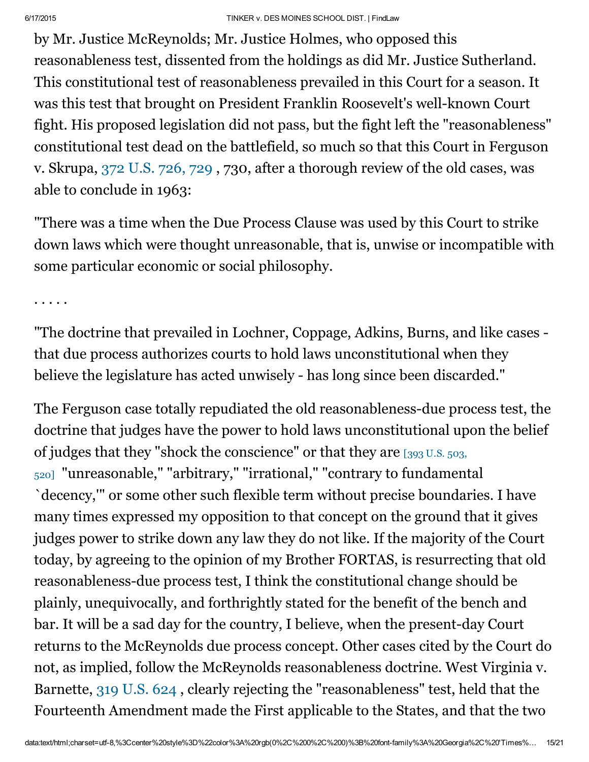by Mr. Justice McReynolds; Mr. Justice Holmes, who opposed this reasonableness test, dissented from the holdings as did Mr. Justice Sutherland. This constitutional test of reasonableness prevailed in this Court for a season. It was this test that brought on President Franklin Roosevelt's well-known Court fight. His proposed legislation did not pass, but the fight left the "reasonableness" constitutional test dead on the battlefield, so much so that this Court in Ferguson v. Skrupa, 372 U.S. 726, 729 , 730, after a thorough review of the old cases, was able to conclude in 1963:

"There was a time when the Due Process Clause was used by this Court to strike down laws which were thought unreasonable, that is, unwise or incompatible with some particular economic or social philosophy.

. . . . .

"The doctrine that prevailed in Lochner, Coppage, Adkins, Burns, and like cases - that due process authorizes courts to hold laws unconstitutional when they believe the legislature has acted unwisely - has long since been discarded."

The Ferguson case totally repudiated the old reasonableness-due process test, the doctrine that judges have the power to hold laws unconstitutional upon the belief of judges that they "shock the conscience" or that they are [393 U.S. 503, 520] "unreasonable," "arbitrary," "irrational," "contrary to fundamental `decency,'" or some other such flexible term without precise boundaries. I have many times expressed my opposition to that concept on the ground that it gives judges power to strike down any law they do not like. If the majority of the Court today, by agreeing to the opinion of my Brother FORTAS, is resurrecting that old reasonableness-due process test, I think the constitutional change should be plainly, unequivocally, and forthrightly stated for the benefit of the bench and bar. It will be a sad day for the country, I believe, when the present-day Court returns to the McReynolds due process concept. Other cases cited by the Court do not, as implied, follow the McReynolds reasonableness doctrine. West Virginia v. Barnette, 319 U.S. 624 , clearly rejecting the "reasonableness" test, held that the Fourteenth Amendment made the First applicable to the States, and that the two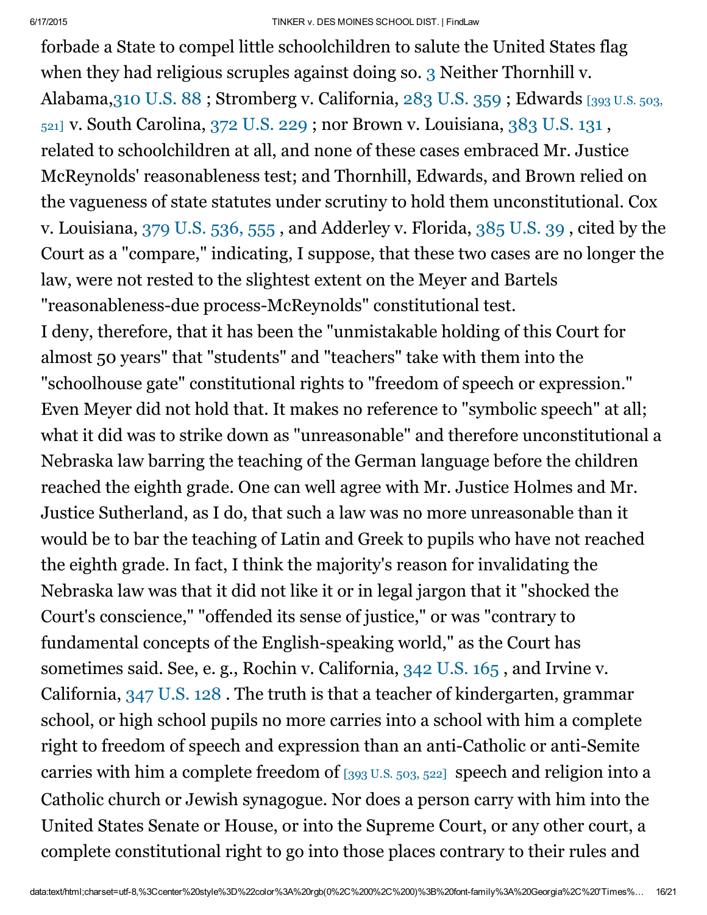forbade a State to compel little schoolchildren to salute the United States flag when they had religious scruples against doing so. 3 Neither Thornhill v. Alabama, 310 U.S. 88 ; Stromberg v. California, 283 U.S. 359 ; Edwards [393 U.S. 503, 521] v. South Carolina, 372 U.S. 229 ; nor Brown v. Louisiana, 383 U.S. 131 , related to schoolchildren at all, and none of these cases embraced Mr. Justice McReynolds' reasonableness test; and Thornhill, Edwards, and Brown relied on the vagueness of state statutes under scrutiny to hold them unconstitutional. Cox v. Louisiana, 379 U.S. 536, 555 , and Adderley v. Florida, 385 U.S. 39 , cited by the Court as a "compare," indicating, I suppose, that these two cases are no longer the law, were not rested to the slightest extent on the Meyer and Bartels "reasonableness-due process-McReynolds" constitutional test.

I deny, therefore, that it has been the "unmistakable holding of this Court for almost 50 years" that "students" and "teachers" take with them into the "schoolhouse gate" constitutional rights to "freedom of speech or expression." Even Meyer did not hold that. It makes no reference to "symbolic speech" at all; what it did was to strike down as "unreasonable" and therefore unconstitutional a Nebraska law barring the teaching of the German language before the children reached the eighth grade. One can well agree with Mr. Justice Holmes and Mr. Justice Sutherland, as I do, that such a law was no more unreasonable than it would be to bar the teaching of Latin and Greek to pupils who have not reached the eighth grade. In fact, I think the majority's reason for invalidating the Nebraska law was that it did not like it or in legal jargon that it "shocked the Court's conscience," "offended its sense of justice," or was "contrary to fundamental concepts of the English-speaking world," as the Court has sometimes said. See, e. g., Rochin v. California, 342 U.S. 165 , and Irvine v. California, 347 U.S. 128 . The truth is that a teacher of kindergarten, grammar school, or high school pupils no more carries into a school with him a complete right to freedom of speech and expression than an anti-Catholic or anti-Semite carries with him a complete freedom of [393 U.S. 503, 522] speech and religion into a Catholic church or Jewish synagogue. Nor does a person carry with him into the United States Senate or House, or into the Supreme Court, or any other court, a complete constitutional right to go into those places contrary to their rules and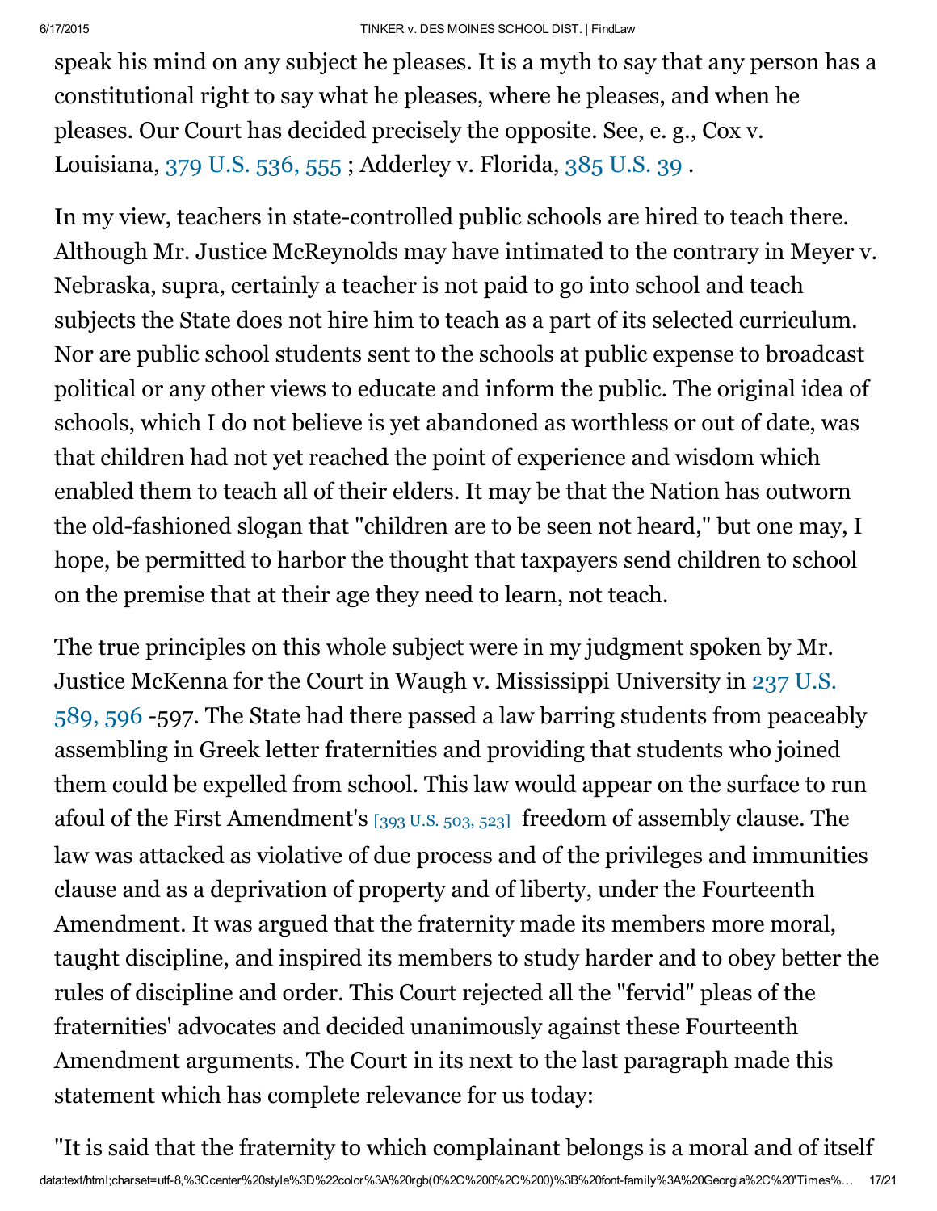speak his mind on any subject he pleases. It is a myth to say that any person has a constitutional right to say what he pleases, where he pleases, and when he pleases. Our Court has decided precisely the opposite. See, e. g., Cox v. Louisiana, 379 U.S. 536, 555 ; Adderley v. Florida, 385 U.S. 39 .

In my view, teachers in state-controlled public schools are hired to teach there. Although Mr. Justice McReynolds may have intimated to the contrary in Meyer v. Nebraska, supra, certainly a teacher is not paid to go into school and teach subjects the State does not hire him to teach as a part of its selected curriculum. Nor are public school students sent to the schools at public expense to broadcast political or any other views to educate and inform the public. The original idea of schools, which I do not believe is yet abandoned as worthless or out of date, was that children had not yet reached the point of experience and wisdom which enabled them to teach all of their elders. It may be that the Nation has outworn the old-fashioned slogan that "children are to be seen not heard," but one may, I hope, be permitted to harbor the thought that taxpayers send children to school on the premise that at their age they need to learn, not teach.

The true principles on this whole subject were in my judgment spoken by Mr. Justice McKenna for the Court in Waugh v. Mississippi University in 237 U.S. 589, 596 -597. The State had there passed a law barring students from peaceably assembling in Greek letter fraternities and providing that students who joined them could be expelled from school. This law would appear on the surface to run afoul of the First Amendment's [393 U.S. 503, 523] freedom of assembly clause. The law was attacked as violative of due process and of the privileges and immunities clause and as a deprivation of property and of liberty, under the Fourteenth Amendment. It was argued that the fraternity made its members more moral, taught discipline, and inspired its members to study harder and to obey better the rules of discipline and order. This Court rejected all the "fervid" pleas of the fraternities' advocates and decided unanimously against these Fourteenth Amendment arguments. The Court in its next to the last paragraph made this statement which has complete relevance for us today:

"It is said that the fraternity to which complainant belongs is a moral and of itself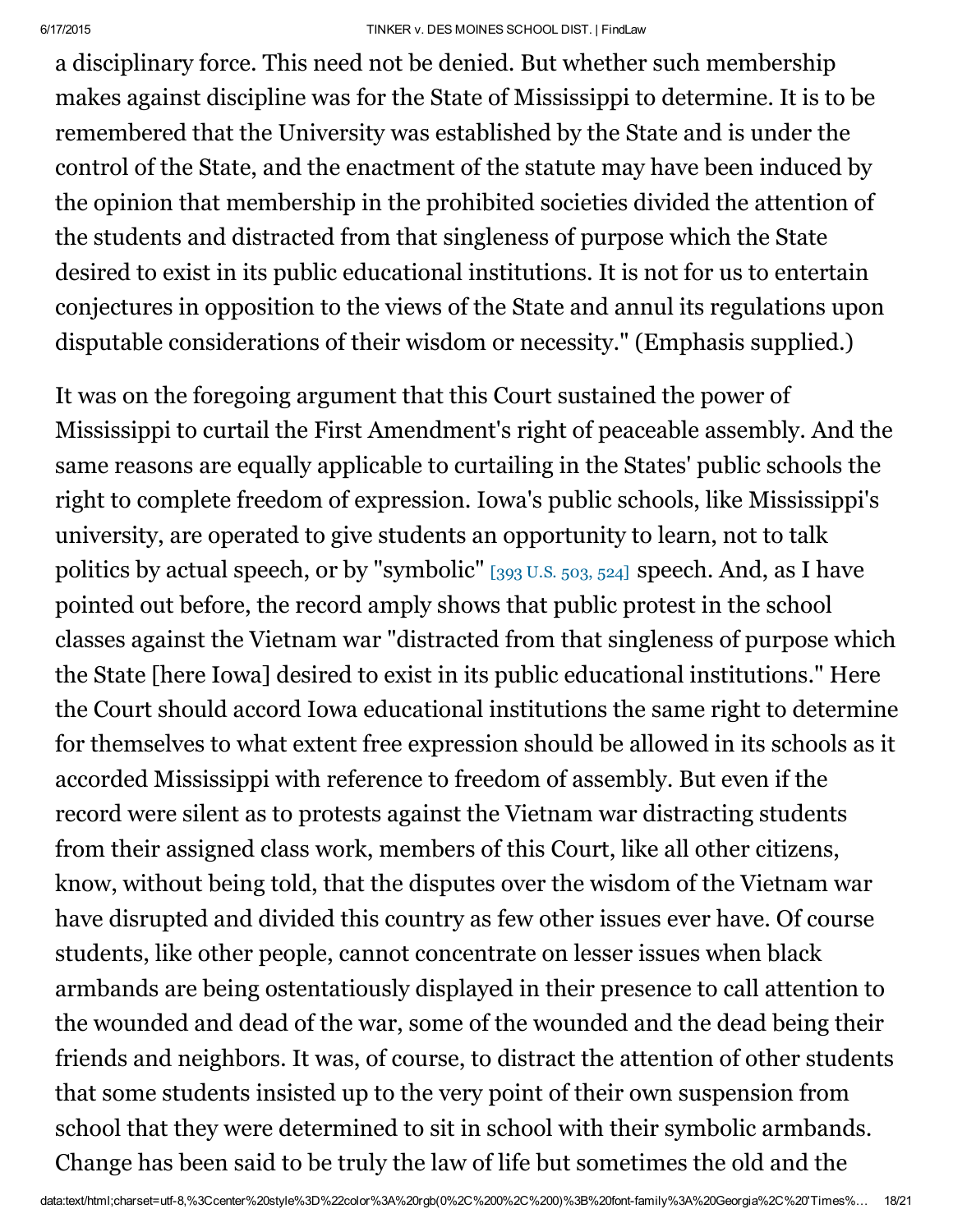a disciplinary force. This need not be denied. But whether such membership makes against discipline was for the State of Mississippi to determine. It is to be remembered that the University was established by the State and is under the control of the State, and the enactment of the statute may have been induced by the opinion that membership in the prohibited societies divided the attention of the students and distracted from that singleness of purpose which the State desired to exist in its public educational institutions. It is not for us to entertain conjectures in opposition to the views of the State and annul its regulations upon disputable considerations of their wisdom or necessity." (Emphasis supplied.)

It was on the foregoing argument that this Court sustained the power of Mississippi to curtail the First Amendment's right of peaceable assembly. And the same reasons are equally applicable to curtailing in the States' public schools the right to complete freedom of expression. Iowa's public schools, like Mississippi's university, are operated to give students an opportunity to learn, not to talk politics by actual speech, or by "symbolic" [393 U.S. 503, 524] speech. And, as I have pointed out before, the record amply shows that public protest in the school classes against the Vietnam war "distracted from that singleness of purpose which the State [here Iowa] desired to exist in its public educational institutions." Here the Court should accord Iowa educational institutions the same right to determine for themselves to what extent free expression should be allowed in its schools as it accorded Mississippi with reference to freedom of assembly. But even if the record were silent as to protests against the Vietnam war distracting students from their assigned class work, members of this Court, like all other citizens, know, without being told, that the disputes over the wisdom of the Vietnam war have disrupted and divided this country as few other issues ever have. Of course students, like other people, cannot concentrate on lesser issues when black armbands are being ostentatiously displayed in their presence to call attention to the wounded and dead of the war, some of the wounded and the dead being their friends and neighbors. It was, of course, to distract the attention of other students that some students insisted up to the very point of their own suspension from school that they were determined to sit in school with their symbolic armbands. Change has been said to be truly the law of life but sometimes the old and the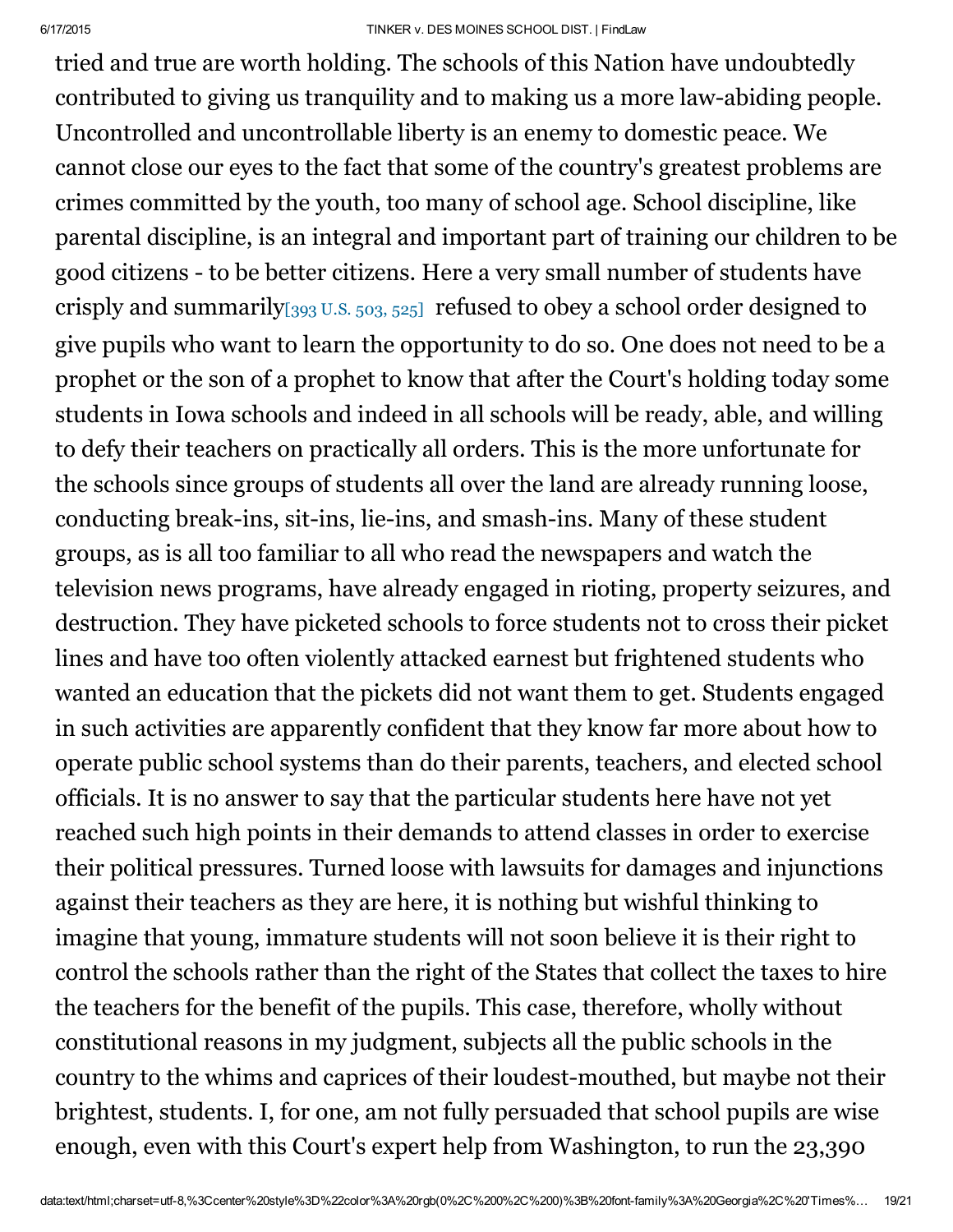tried and true are worth holding. The schools of this Nation have undoubtedly contributed to giving us tranquility and to making us a more law-abiding people. Uncontrolled and uncontrollable liberty is an enemy to domestic peace. We cannot close our eyes to the fact that some of the country's greatest problems are crimes committed by the youth, too many of school age. School discipline, like parental discipline, is an integral and important part of training our children to be good citizens - to be better citizens. Here a very small number of students have crisply and summarily[393 U.S. 503, 525] refused to obey a school order designed to give pupils who want to learn the opportunity to do so. One does not need to be a prophet or the son of a prophet to know that after the Court's holding today some students in Iowa schools and indeed in all schools will be ready, able, and willing to defy their teachers on practically all orders. This is the more unfortunate for the schools since groups of students all over the land are already running loose, conducting break-ins, sit-ins, lie-ins, and smash-ins. Many of these student groups, as is all too familiar to all who read the newspapers and watch the television news programs, have already engaged in rioting, property seizures, and destruction. They have picketed schools to force students not to cross their picket lines and have too often violently attacked earnest but frightened students who wanted an education that the pickets did not want them to get. Students engaged in such activities are apparently confident that they know far more about how to operate public school systems than do their parents, teachers, and elected school officials. It is no answer to say that the particular students here have not yet reached such high points in their demands to attend classes in order to exercise their political pressures. Turned loose with lawsuits for damages and injunctions against their teachers as they are here, it is nothing but wishful thinking to imagine that young, immature students will not soon believe it is their right to control the schools rather than the right of the States that collect the taxes to hire the teachers for the benefit of the pupils. This case, therefore, wholly without constitutional reasons in my judgment, subjects all the public schools in the country to the whims and caprices of their loudest-mouthed, but maybe not their brightest, students. I, for one, am not fully persuaded that school pupils are wise enough, even with this Court's expert help from Washington, to run the 23,390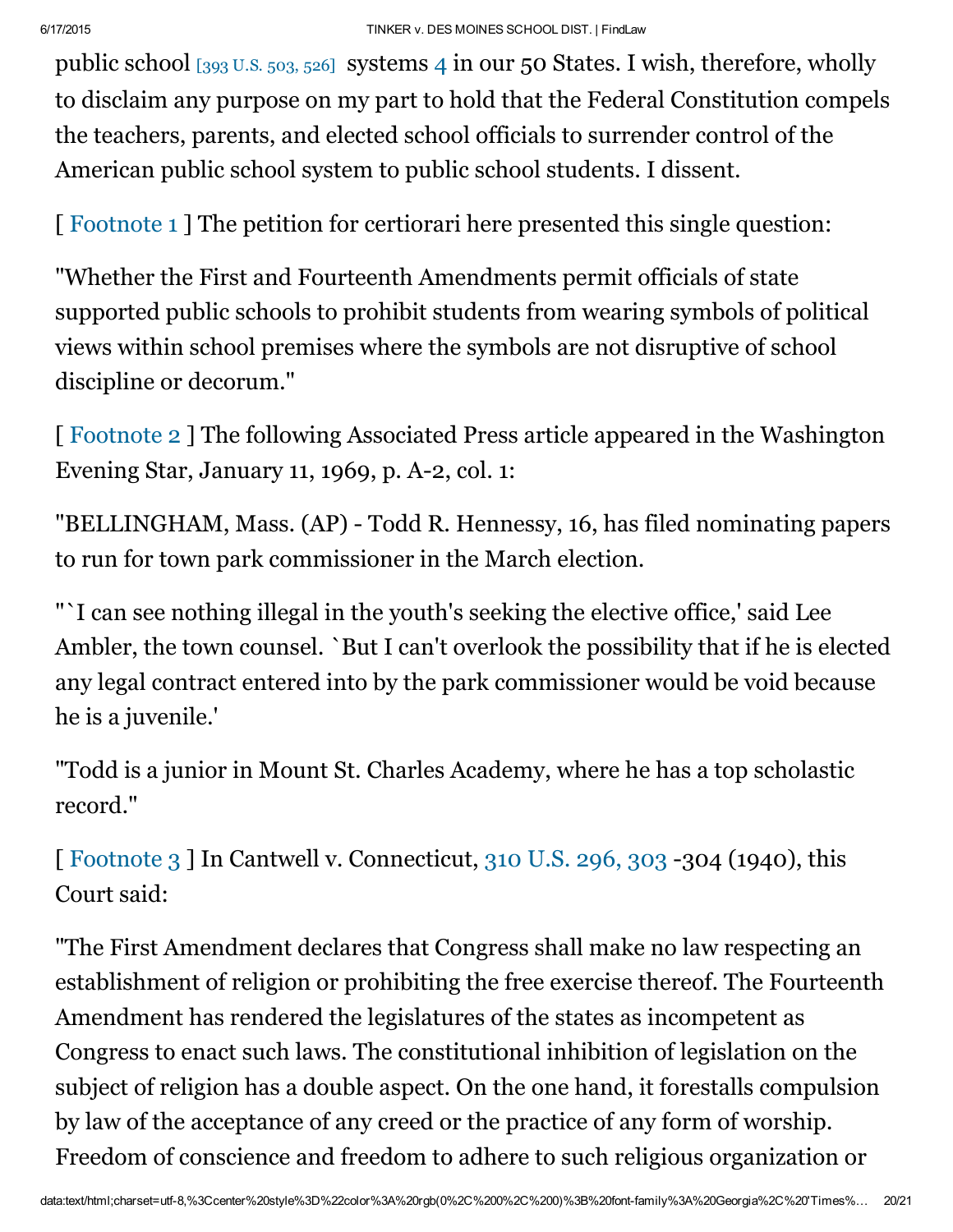public school [393 U.S. 503, 526] systems 4 in our 50 States. I wish, therefore, wholly to disclaim any purpose on my part to hold that the Federal Constitution compels the teachers, parents, and elected school officials to surrender control of the American public school system to public school students. I dissent.

[ Footnote 1 ] The petition for certiorari here presented this single question:

"Whether the First and Fourteenth Amendments permit officials of state supported public schools to prohibit students from wearing symbols of political views within school premises where the symbols are not disruptive of school discipline or decorum."

[ Footnote 2 ] The following Associated Press article appeared in the Washington Evening Star, January 11, 1969, p. A-2, col. 1:

"BELLINGHAM, Mass. (AP) - Todd R. Hennessy, 16, has filed nominating papers to run for town park commissioner in the March election.

"`I can see nothing illegal in the youth's seeking the elective office,' said Lee Ambler, the town counsel. `But I can't overlook the possibility that if he is elected any legal contract entered into by the park commissioner would be void because he is a juvenile.'

"Todd is a junior in Mount St. Charles Academy, where he has a top scholastic record."

[ Footnote 3 ] In Cantwell v. Connecticut, 310 U.S. 296, 303 -304 (1940), this Court said:

"The First Amendment declares that Congress shall make no law respecting an establishment of religion or prohibiting the free exercise thereof. The Fourteenth Amendment has rendered the legislatures of the states as incompetent as Congress to enact such laws. The constitutional inhibition of legislation on the subject of religion has a double aspect. On the one hand, it forestalls compulsion by law of the acceptance of any creed or the practice of any form of worship. Freedom of conscience and freedom to adhere to such religious organization or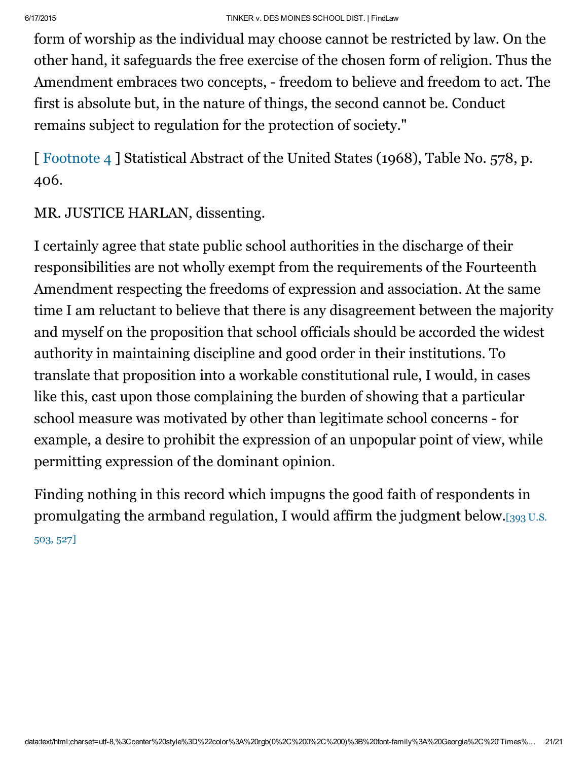form of worship as the individual may choose cannot be restricted by law. On the other hand, it safeguards the free exercise of the chosen form of religion. Thus the Amendment embraces two concepts, - freedom to believe and freedom to act. The first is absolute but, in the nature of things, the second cannot be. Conduct remains subject to regulation for the protection of society."

[ Footnote 4 ] Statistical Abstract of the United States (1968), Table No. 578, p. 406.

MR. JUSTICE HARLAN, dissenting.

I certainly agree that state public school authorities in the discharge of their responsibilities are not wholly exempt from the requirements of the Fourteenth Amendment respecting the freedoms of expression and association. At the same time I am reluctant to believe that there is any disagreement between the majority and myself on the proposition that school officials should be accorded the widest authority in maintaining discipline and good order in their institutions. To translate that proposition into a workable constitutional rule, I would, in cases like this, cast upon those complaining the burden of showing that a particular school measure was motivated by other than legitimate school concerns - for example, a desire to prohibit the expression of an unpopular point of view, while permitting expression of the dominant opinion.

Finding nothing in this record which impugns the good faith of respondents in promulgating the armband regulation, I would affirm the judgment below.[393 U.S. 503, 527]